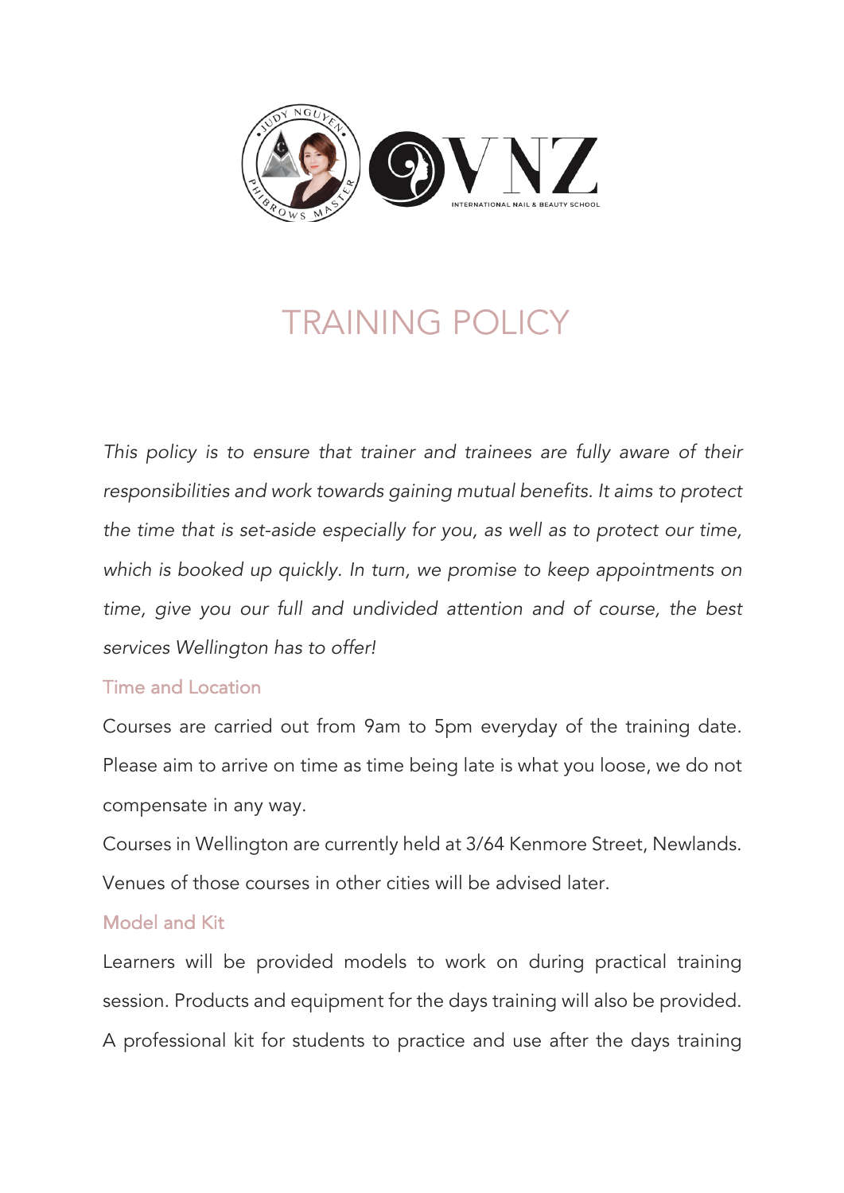# TRAINING POLICY

*This policy is to ensure that trainer and trainees are fully aware of their responsibilities and work towards gaining mutual benefits. It aims to protect the time that is set-aside especially for you, as well as to protect our time, which is booked up quickly. In turn, we promise to keep appointments on time, give you our full and undivided attention and of course, the best services Wellington has to offer!*

## Time and Location

Courses are carried out from 9am to 5pm everyday of the training date. Please aim to arrive on time as time being late is what you loose, we do not compensate in any way.

Courses in Wellington are currently held at 3/64 Kenmore Street, Newlands. Venues of those courses in other cities will be advised later.

## Model and Kit

Learners will be provided models to work on during practical training session. Products and equipment for the days training will also be provided. A professional kit for students to practice and use after the days training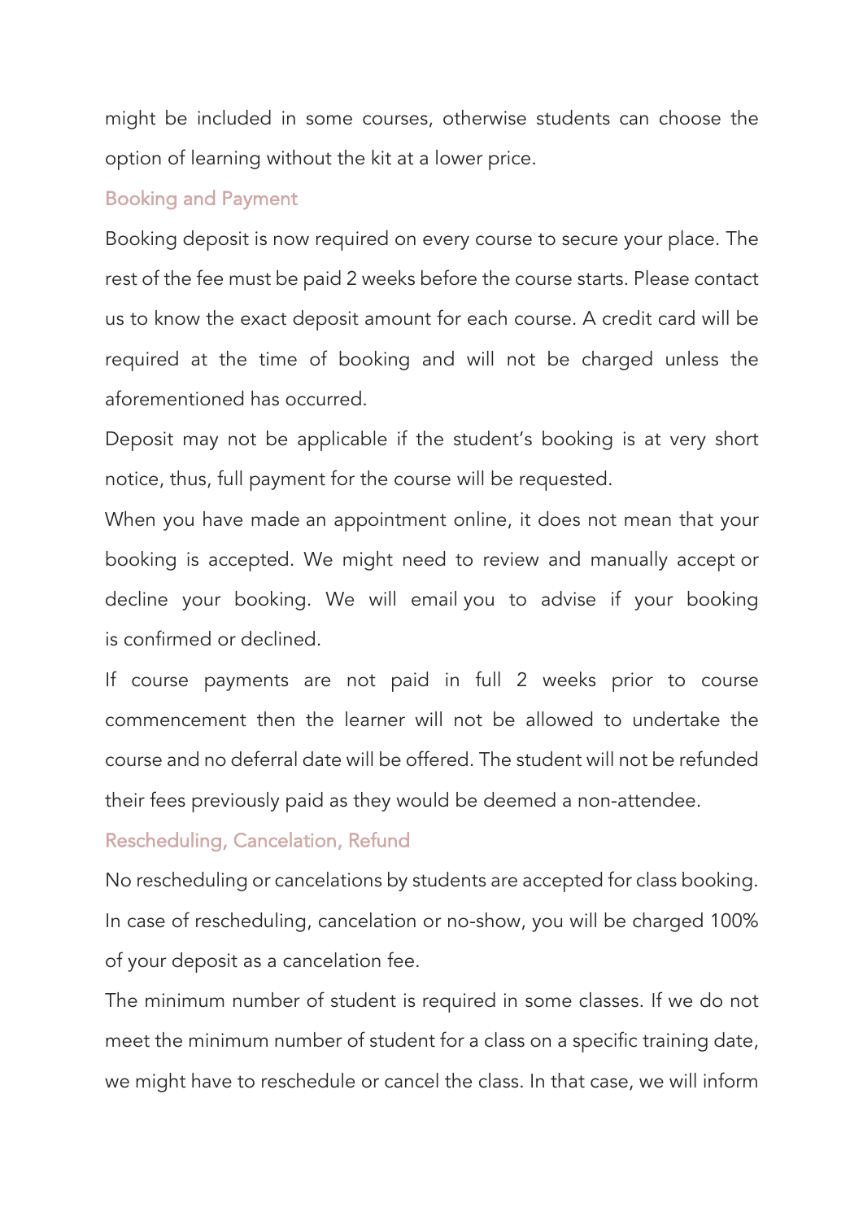might be included in some courses, otherwise students can choose the option of learning without the kit at a lower price.

## Booking and Payment

Booking deposit is now required on every course to secure your place. The rest of the fee must be paid 2 weeks before the course starts. Please contact us to know the exact deposit amount for each course. A credit card will be required at the time of booking and will not be charged unless the aforementioned has occurred.

Deposit may not be applicable if the student's booking is at very short notice, thus, full payment for the course will be requested.

When you have made an appointment online, it does not mean that your booking is accepted. We might need to review and manually accept or decline your booking. We will email you to advise if your booking is confirmed or declined.

If course payments are not paid in full 2 weeks prior to course commencement then the learner will not be allowed to undertake the course and no deferral date will be offered. The student will not be refunded their fees previously paid as they would be deemed a non-attendee.

## Rescheduling, Cancelation, Refund

No rescheduling or cancelations by students are accepted for class booking. In case of rescheduling, cancelation or no-show, you will be charged 100% of your deposit as a cancelation fee.

The minimum number of student is required in some classes. If we do not meet the minimum number of student for a class on a specific training date, we might have to reschedule or cancel the class. In that case, we will inform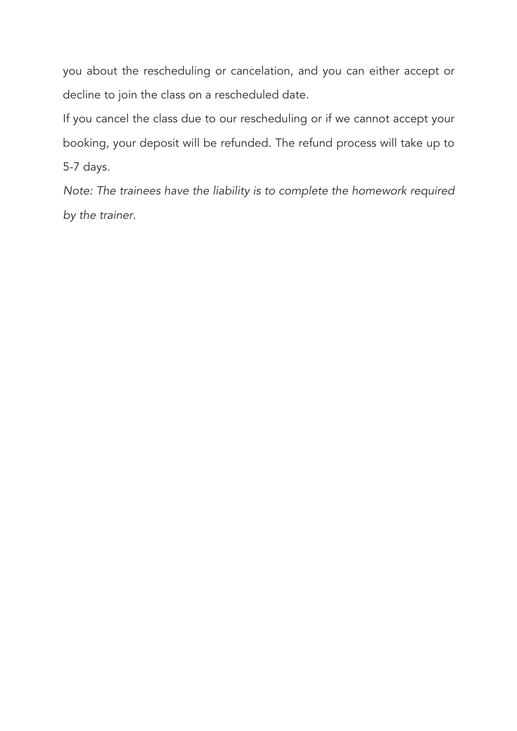you about the rescheduling or cancelation, and you can either accept or decline to join the class on a rescheduled date.

If you cancel the class due to our rescheduling or if we cannot accept your booking, your deposit will be refunded. The refund process will take up to 5-7 days.

*Note: The trainees have the liability is to complete the homework required by the trainer.*